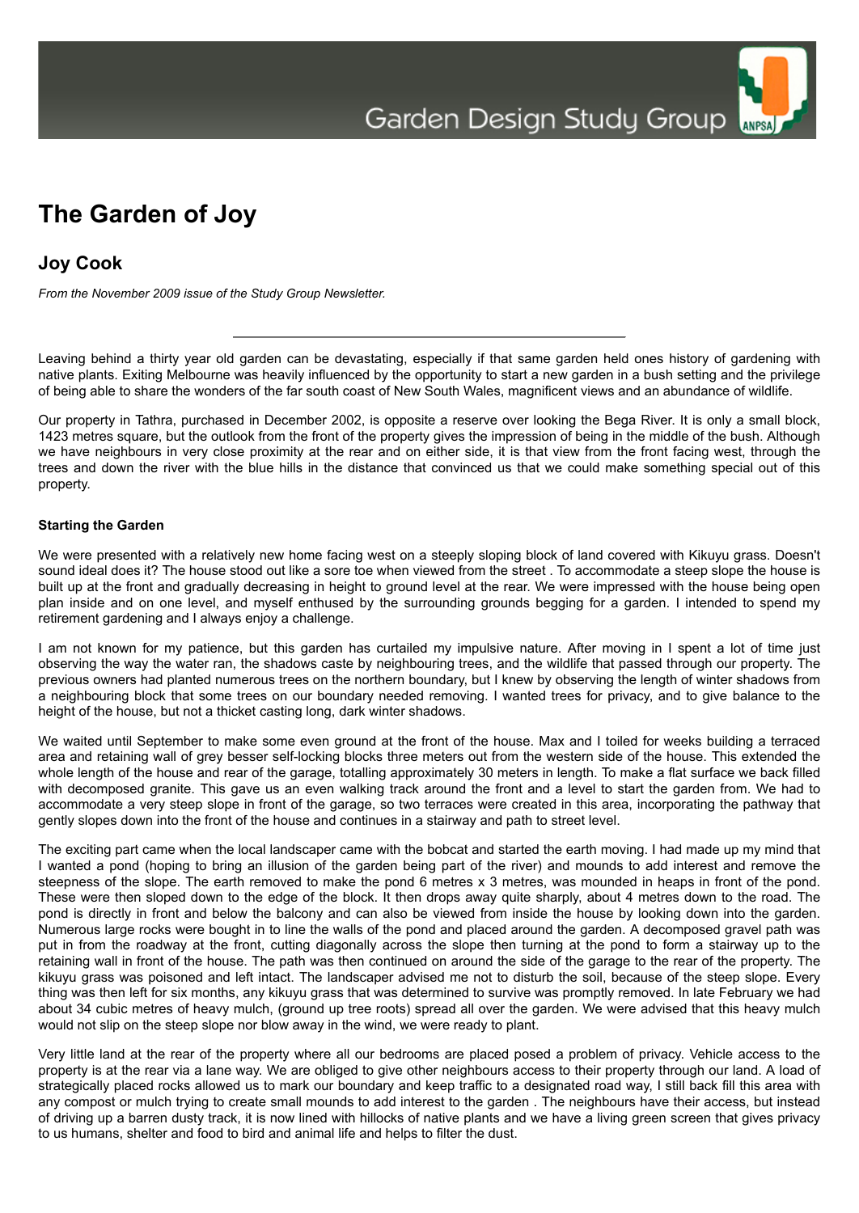# The Garden of Joy

## Joy Cook

*From the November 2009 issue of the Study Group Newsletter.*

---

Leaving behind a thirty year old garden can be devastating, especially if that same garden held ones history of gardening with native plants. Exiting Melbourne was heavily influenced by the opportunity to start a new garden in a bush setting and the privilege of being able to share the wonders of the far south coast of New South Wales, magnificent views and an abundance of wildlife.

Our property in Tathra, purchased in December 2002, is opposite a reserve over looking the Bega River. It is only a small block, 1423 metres square, but the outlook from the front of the property gives the impression of being in the middle of the bush. Although we have neighbours in very close proximity at the rear and on either side, it is that view from the front facing west, through the trees and down the river with the blue hills in the distance that convinced us that we could make something special out of this property.

#### Starting the Garden

We were presented with a relatively new home facing west on a steeply sloping block of land covered with Kikuyu grass. Doesn't sound ideal does it? The house stood out like a sore toe when viewed from the street . To accommodate a steep slope the house is built up at the front and gradually decreasing in height to ground level at the rear. We were impressed with the house being open plan inside and on one level, and myself enthused by the surrounding grounds begging for a garden. I intended to spend my retirement gardening and I always enjoy a challenge.

I am not known for my patience, but this garden has curtailed my impulsive nature. After moving in I spent a lot of time just observing the way the water ran, the shadows caste by neighbouring trees, and the wildlife that passed through our property. The previous owners had planted numerous trees on the northern boundary, but I knew by observing the length of winter shadows from a neighbouring block that some trees on our boundary needed removing. I wanted trees for privacy, and to give balance to the height of the house, but not a thicket casting long, dark winter shadows.

We waited until September to make some even ground at the front of the house. Max and I toiled for weeks building a terraced area and retaining wall of grey besser self-locking blocks three meters out from the western side of the house. This extended the whole length of the house and rear of the garage, totalling approximately 30 meters in length. To make a flat surface we back filled with decomposed granite. This gave us an even walking track around the front and a level to start the garden from. We had to accommodate a very steep slope in front of the garage, so two terraces were created in this area, incorporating the pathway that gently slopes down into the front of the house and continues in a stairway and path to street level.

The exciting part came when the local landscaper came with the bobcat and started the earth moving. I had made up my mind that I wanted a pond (hoping to bring an illusion of the garden being part of the river) and mounds to add interest and remove the steepness of the slope. The earth removed to make the pond 6 metres x 3 metres, was mounded in heaps in front of the pond. These were then sloped down to the edge of the block. It then drops away quite sharply, about 4 metres down to the road. The pond is directly in front and below the balcony and can also be viewed from inside the house by looking down into the garden. Numerous large rocks were bought in to line the walls of the pond and placed around the garden. A decomposed gravel path was put in from the roadway at the front, cutting diagonally across the slope then turning at the pond to form a stairway up to the retaining wall in front of the house. The path was then continued on around the side of the garage to the rear of the property. The kikuyu grass was poisoned and left intact. The landscaper advised me not to disturb the soil, because of the steep slope. Every thing was then left for six months, any kikuyu grass that was determined to survive was promptly removed. In late February we had about 34 cubic metres of heavy mulch, (ground up tree roots) spread all over the garden. We were advised that this heavy mulch would not slip on the steep slope nor blow away in the wind, we were ready to plant.

Very little land at the rear of the property where all our bedrooms are placed posed a problem of privacy. Vehicle access to the property is at the rear via a lane way. We are obliged to give other neighbours access to their property through our land. A load of strategically placed rocks allowed us to mark our boundary and keep traffic to a designated road way, I still back fill this area with any compost or mulch trying to create small mounds to add interest to the garden . The neighbours have their access, but instead of driving up a barren dusty track, it is now lined with hillocks of native plants and we have a living green screen that gives privacy to us humans, shelter and food to bird and animal life and helps to filter the dust.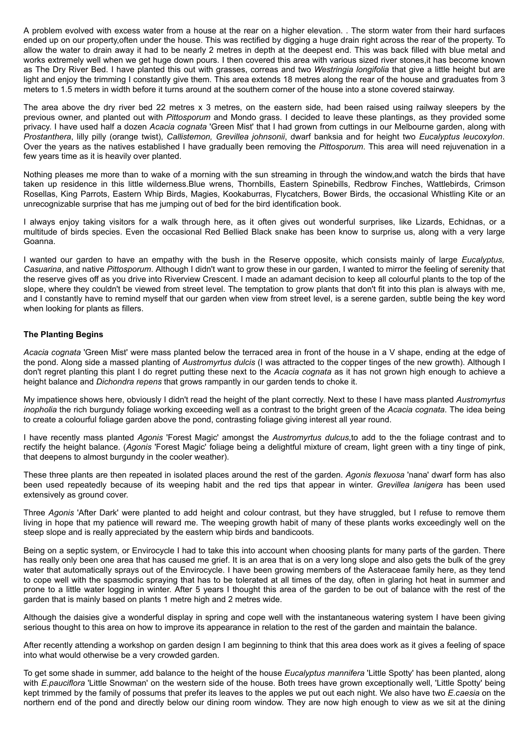A problem evolved with excess water from a house at the rear on a higher elevation. . The storm water from their hard surfaces ended up on our property,often under the house. This was rectified by digging a huge drain right across the rear of the property. To allow the water to drain away it had to be nearly 2 metres in depth at the deepest end. This was back filled with blue metal and works extremely well when we get huge down pours. I then covered this area with various sized river stones,it has become known as The Dry River Bed. I have planted this out with grasses, correas and two *Westringia longifolia* that give a little height but are light and enjoy the trimming I constantly give them. This area extends 18 metres along the rear of the house and graduates from 3 meters to 1.5 meters in width before it turns around at the southern corner of the house into a stone covered stairway.

The area above the dry river bed 22 metres x 3 metres, on the eastern side, had been raised using railway sleepers by the previous owner, and planted out with *Pittosporum* and Mondo grass. I decided to leave these plantings, as they provided some privacy. I have used half a dozen *Acacia cognata* 'Green Mist' that I had grown from cuttings in our Melbourne garden, along with *Prostanthera*, lilly pilly (orange twist), *Callistemon, Grevillea johnsonii*, dwarf banksia and for height two *Eucalyptus leucoxylon*. Over the years as the natives established I have gradually been removing the *Pittosporum*. This area will need rejuvenation in a few years time as it is heavily over planted.

Nothing pleases me more than to wake of a morning with the sun streaming in through the window,and watch the birds that have taken up residence in this little wilderness.Blue wrens, Thornbills, Eastern Spinebills, Redbrow Finches, Wattlebirds, Crimson Rosellas, King Parrots, Eastern Whip Birds, Magies, Kookaburras, Flycatchers, Bower Birds, the occasional Whistling Kite or an unrecognizable surprise that has me jumping out of bed for the bird identification book.

I always enjoy taking visitors for a walk through here, as it often gives out wonderful surprises, like Lizards, Echidnas, or a multitude of birds species. Even the occasional Red Bellied Black snake has been know to surprise us, along with a very large Goanna.

I wanted our garden to have an empathy with the bush in the Reserve opposite, which consists mainly of large *Eucalyptus, Casuarina*, and native *Pittosporum*. Although I didn't want to grow these in our garden, I wanted to mirror the feeling of serenity that the reserve gives off as you drive into Riverview Crescent. I made an adamant decision to keep all colourful plants to the top of the slope, where they couldn't be viewed from street level. The temptation to grow plants that don't fit into this plan is always with me, and I constantly have to remind myself that our garden when view from street level, is a serene garden, subtle being the key word when looking for plants as fillers.

**The Planting Begins**

*Acacia cognata* 'Green Mist' were mass planted below the terraced area in front of the house in a V shape, ending at the edge of the pond. Along side a massed planting of *Austromyrtus dulcis* (I was attracted to the copper tinges of the new growth). Although I don't regret planting this plant I do regret putting these next to the *Acacia cognata* as it has not grown high enough to achieve a height balance and *Dichondra repens* that grows rampantly in our garden tends to choke it.

My impatience shows here, obviously I didn't read the height of the plant correctly. Next to these I have mass planted *Austromyrtus inopholia* the rich burgundy foliage working exceeding well as a contrast to the bright green of the *Acacia cognata*. The idea being to create a colourful foliage garden above the pond, contrasting foliage giving interest all year round.

I have recently mass planted *Agonis* 'Forest Magic' amongst the *Austromyrtus dulcus*,to add to the the foliage contrast and to rectify the height balance. (*Agonis* 'Forest Magic' foliage being a delightful mixture of cream, light green with a tiny tinge of pink, that deepens to almost burgundy in the cooler weather).

These three plants are then repeated in isolated places around the rest of the garden. *Agonis flexuosa* 'nana' dwarf form has also been used repeatedly because of its weeping habit and the red tips that appear in winter. *Grevillea lanigera* has been used extensively as ground cover.

Three *Agonis* 'After Dark' were planted to add height and colour contrast, but they have struggled, but I refuse to remove them living in hope that my patience will reward me. The weeping growth habit of many of these plants works exceedingly well on the steep slope and is really appreciated by the eastern whip birds and bandicoots.

Being on a septic system, or Envirocycle I had to take this into account when choosing plants for many parts of the garden. There has really only been one area that has caused me grief. It is an area that is on a very long slope and also gets the bulk of the grey water that automatically sprays out of the Envirocycle. I have been growing members of the Asteraceae family here, as they tend to cope well with the spasmodic spraying that has to be tolerated at all times of the day, often in glaring hot heat in summer and prone to a little water logging in winter. After 5 years I thought this area of the garden to be out of balance with the rest of the garden that is mainly based on plants 1 metre high and 2 metres wide.

Although the daisies give a wonderful display in spring and cope well with the instantaneous watering system I have been giving serious thought to this area on how to improve its appearance in relation to the rest of the garden and maintain the balance.

After recently attending a workshop on garden design I am beginning to think that this area does work as it gives a feeling of space into what would otherwise be a very crowded garden.

To get some shade in summer, add balance to the height of the house *Eucalyptus mannifera* 'Little Spotty' has been planted, along with *E.pauciflora* 'Little Snowman' on the western side of the house. Both trees have grown exceptionally well, 'Little Spotty' being kept trimmed by the family of possums that prefer its leaves to the apples we put out each night. We also have two *E.caesia* on the northern end of the pond and directly below our dining room window. They are now high enough to view as we sit at the dining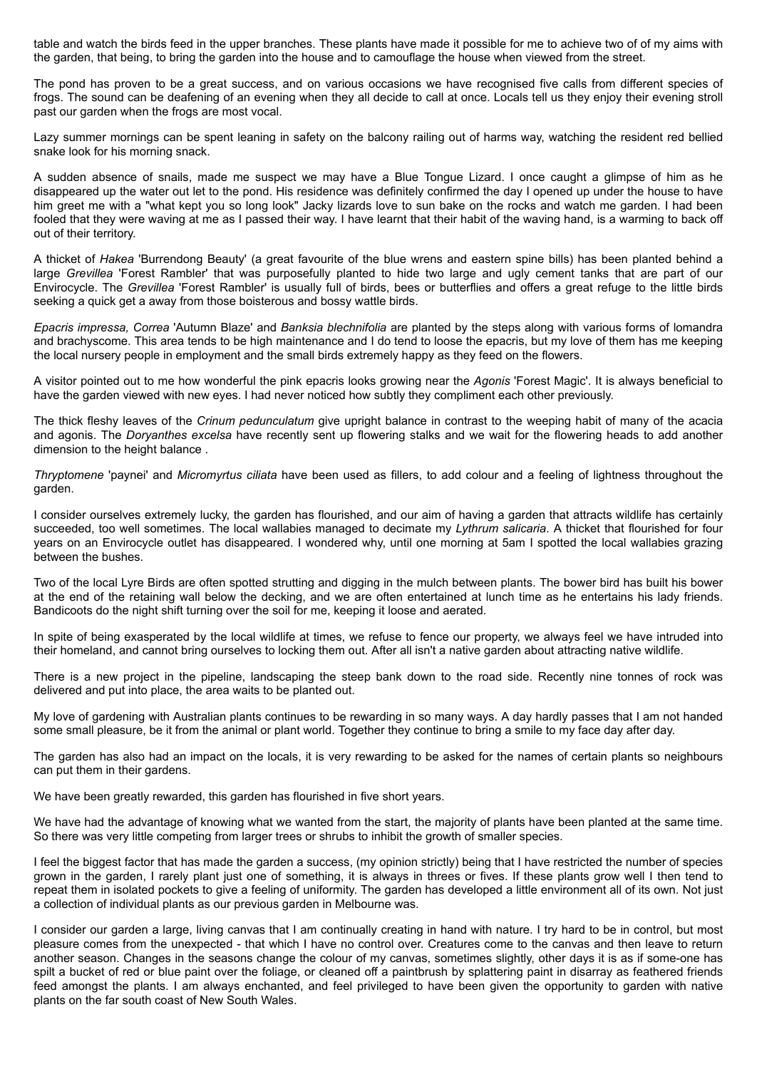table and watch the birds feed in the upper branches. These plants have made it possible for me to achieve two of of my aims with the garden, that being, to bring the garden into the house and to camouflage the house when viewed from the street.

The pond has proven to be a great success, and on various occasions we have recognised five calls from different species of frogs. The sound can be deafening of an evening when they all decide to call at once. Locals tell us they enjoy their evening stroll past our garden when the frogs are most vocal.

Lazy summer mornings can be spent leaning in safety on the balcony railing out of harms way, watching the resident red bellied snake look for his morning snack.

A sudden absence of snails, made me suspect we may have a Blue Tongue Lizard. I once caught a glimpse of him as he disappeared up the water out let to the pond. His residence was definitely confirmed the day I opened up under the house to have him greet me with a "what kept you so long look" Jacky lizards love to sun bake on the rocks and watch me garden. I had been fooled that they were waving at me as I passed their way. I have learnt that their habit of the waving hand, is a warming to back off out of their territory.

A thicket of *Hakea* 'Burrendong Beauty' (a great favourite of the blue wrens and eastern spine bills) has been planted behind a large *Grevillea* 'Forest Rambler' that was purposefully planted to hide two large and ugly cement tanks that are part of our Envirocycle. The *Grevillea* 'Forest Rambler' is usually full of birds, bees or butterflies and offers a great refuge to the little birds seeking a quick get a away from those boisterous and bossy wattle birds.

*Epacris impressa, Correa* 'Autumn Blaze' and *Banksia blechnifolia* are planted by the steps along with various forms of lomandra and brachyscome. This area tends to be high maintenance and I do tend to loose the epacris, but my love of them has me keeping the local nursery people in employment and the small birds extremely happy as they feed on the flowers.

A visitor pointed out to me how wonderful the pink epacris looks growing near the *Agonis* 'Forest Magic'. It is always beneficial to have the garden viewed with new eyes. I had never noticed how subtly they compliment each other previously.

The thick fleshy leaves of the *Crinum pedunculatum* give upright balance in contrast to the weeping habit of many of the acacia and agonis. The *Doryanthes excelsa* have recently sent up flowering stalks and we wait for the flowering heads to add another dimension to the height balance .

*Thryptomene* 'paynei' and *Micromyrtus ciliata* have been used as fillers, to add colour and a feeling of lightness throughout the garden.

I consider ourselves extremely lucky, the garden has flourished, and our aim of having a garden that attracts wildlife has certainly succeeded, too well sometimes. The local wallabies managed to decimate my *Lythrum salicaria*. A thicket that flourished for four years on an Envirocycle outlet has disappeared. I wondered why, until one morning at 5am I spotted the local wallabies grazing between the bushes.

Two of the local Lyre Birds are often spotted strutting and digging in the mulch between plants. The bower bird has built his bower at the end of the retaining wall below the decking, and we are often entertained at lunch time as he entertains his lady friends. Bandicoots do the night shift turning over the soil for me, keeping it loose and aerated.

In spite of being exasperated by the local wildlife at times, we refuse to fence our property, we always feel we have intruded into their homeland, and cannot bring ourselves to locking them out. After all isn't a native garden about attracting native wildlife.

There is a new project in the pipeline, landscaping the steep bank down to the road side. Recently nine tonnes of rock was delivered and put into place, the area waits to be planted out.

My love of gardening with Australian plants continues to be rewarding in so many ways. A day hardly passes that I am not handed some small pleasure, be it from the animal or plant world. Together they continue to bring a smile to my face day after day.

The garden has also had an impact on the locals, it is very rewarding to be asked for the names of certain plants so neighbours can put them in their gardens.

We have been greatly rewarded, this garden has flourished in five short years.

We have had the advantage of knowing what we wanted from the start, the majority of plants have been planted at the same time. So there was very little competing from larger trees or shrubs to inhibit the growth of smaller species.

I feel the biggest factor that has made the garden a success, (my opinion strictly) being that I have restricted the number of species grown in the garden, I rarely plant just one of something, it is always in threes or fives. If these plants grow well I then tend to repeat them in isolated pockets to give a feeling of uniformity. The garden has developed a little environment all of its own. Not just a collection of individual plants as our previous garden in Melbourne was.

I consider our garden a large, living canvas that I am continually creating in hand with nature. I try hard to be in control, but most pleasure comes from the unexpected - that which I have no control over. Creatures come to the canvas and then leave to return another season. Changes in the seasons change the colour of my canvas, sometimes slightly, other days it is as if some-one has spilt a bucket of red or blue paint over the foliage, or cleaned off a paintbrush by splattering paint in disarray as feathered friends feed amongst the plants. I am always enchanted, and feel privileged to have been given the opportunity to garden with native plants on the far south coast of New South Wales.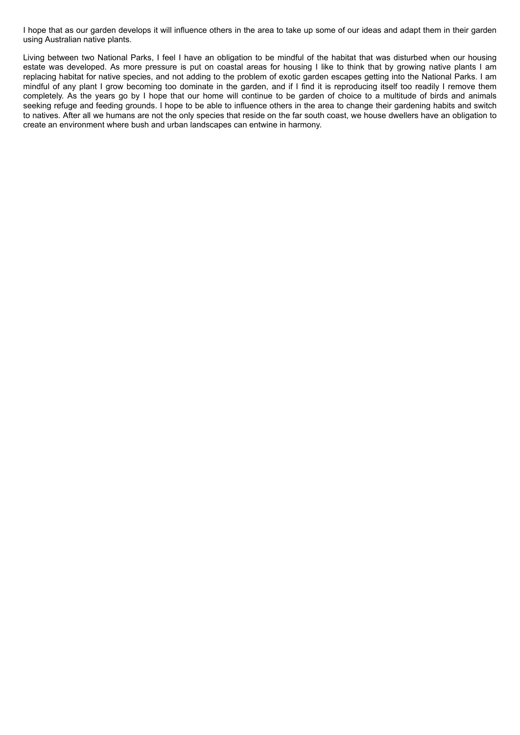I hope that as our garden develops it will influence others in the area to take up some of our ideas and adapt them in their garden using Australian native plants.

Living between two National Parks, I feel I have an obligation to be mindful of the habitat that was disturbed when our housing estate was developed. As more pressure is put on coastal areas for housing I like to think that by growing native plants I am replacing habitat for native species, and not adding to the problem of exotic garden escapes getting into the National Parks. I am mindful of any plant I grow becoming too dominate in the garden, and if I find it is reproducing itself too readily I remove them completely. As the years go by I hope that our home will continue to be garden of choice to a multitude of birds and animals seeking refuge and feeding grounds. I hope to be able to influence others in the area to change their gardening habits and switch to natives. After all we humans are not the only species that reside on the far south coast, we house dwellers have an obligation to create an environment where bush and urban landscapes can entwine in harmony.